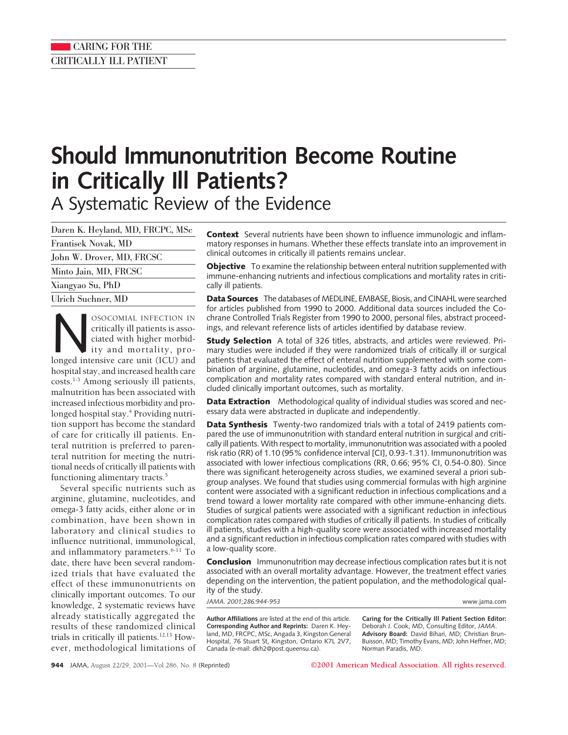CARING FOR THE CRITICALLY ILL PATIENT

# Should Immunonutrition Become Routine in Critically Ill Patients?

## A Systematic Review of the Evidence

Daren K. Heyland, MD, FRCPC, MSc

Frantisek Novak, MD

John W. Drover, MD, FRCSC

Minto Jain, MD, FRCSC

Xiangyao Su, PhD

Ulrich Suchner, MD

**Context** Several nutrients have been shown to influence immunologic and inflammatory responses in humans. Whether these effects translate into an improvement in clinical outcomes in critically ill patients remains unclear.

**Objective** To examine the relationship between enteral nutrition supplemented with immune-enhancing nutrients and infectious complications and mortality rates in critically ill patients.

**Data Sources** The databases of MEDLINE, EMBASE, Biosis, and CINAHL were searched for articles published from 1990 to 2000. Additional data sources included the Cochrane Controlled Trials Register from 1990 to 2000, personal files, abstract proceedings, and relevant reference lists of articles identified by database review.

**Study Selection** A total of 326 titles, abstracts, and articles were reviewed. Primary studies were included if they were randomized trials of critically ill or surgical patients that evaluated the effect of enteral nutrition supplemented with some combination of arginine, glutamine, nucleotides, and omega-3 fatty acids on infectious complication and mortality rates compared with standard enteral nutrition, and included clinically important outcomes, such as mortality.

**Data Extraction** Methodological quality of individual studies was scored and necessary data were abstracted in duplicate and independently.

**Data Synthesis** Twenty-two randomized trials with a total of 2419 patients compared the use of immunonutrition with standard enteral nutrition in surgical and critically ill patients. With respect to mortality, immunonutrition was associated with a pooled risk ratio (RR) of 1.10 (95% confidence interval [CI], 0.93-1.31). Immunonutrition was associated with lower infectious complications (RR, 0.66; 95% CI, 0.54-0.80). Since there was significant heterogeneity across studies, we examined several a priori subgroup analyses. We found that studies using commercial formulas with high arginine content were associated with a significant reduction in infectious complications and a trend toward a lower mortality rate compared with other immune-enhancing diets. Studies of surgical patients were associated with a significant reduction in infectious complication rates compared with studies of critically ill patients. In studies of critically ill patients, studies with a high-quality score were associated with increased mortality and a significant reduction in infectious complication rates compared with studies with a low-quality score.

**Conclusion** Immunonutrition may decrease infectious complication rates but it is not associated with an overall mortality advantage. However, the treatment effect varies depending on the intervention, the patient population, and the methodological quality of the study.

*JAMA. 2001;286:944-953* www.jama.com

Nosocomial infection in critically ill patients is associated with higher morbidity and mortality, prolonged intensive care unit (ICU) and hospital stay, and increased health care costs.[1-3] Among seriously ill patients, malnutrition has been associated with increased infectious morbidity and prolonged hospital stay.[4] Providing nutrition support has become the standard of care for critically ill patients. Enteral nutrition is preferred to parenteral nutrition for meeting the nutritional needs of critically ill patients with functioning alimentary tracts.[5]

Several specific nutrients such as arginine, glutamine, nucleotides, and omega-3 fatty acids, either alone or in combination, have been shown in laboratory and clinical studies to influence nutritional, immunological, and inflammatory parameters.[6-11] To date, there have been several randomized trials that have evaluated the effect of these immunonutrients on clinically important outcomes. To our knowledge, 2 systematic reviews have already statistically aggregated the results of these randomized clinical trials in critically ill patients.[12,13] However, methodological limitations of

**Author Affiliations** are listed at the end of this article.
**Corresponding Author and Reprints:** Daren K. Heyland, MD, FRCPC, MSc, Angada 3, Kingston General Hospital, 76 Stuart St, Kingston, Ontario K7L 2V7, Canada (e-mail: dkh2@post.queensu.ca).

**Caring for the Critically Ill Patient Section Editor:** Deborah J. Cook, MD, Consulting Editor, *JAMA*.
**Advisory Board:** David Bihari, MD; Christian Brun-Buisson, MD; Timothy Evans, MD; John Heffner, MD; Norman Paradis, MD.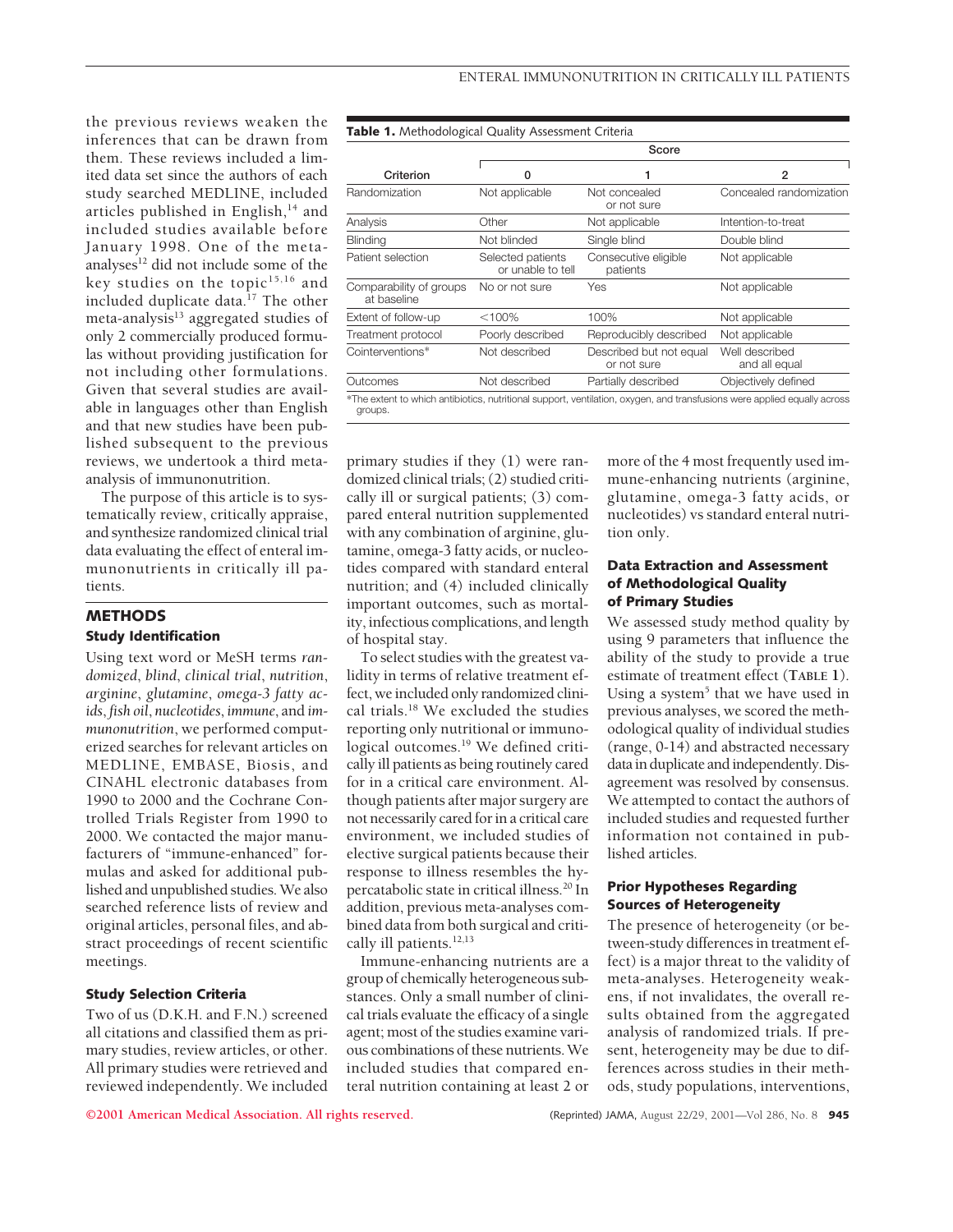the previous reviews weaken the inferences that can be drawn from them. These reviews included a limited data set since the authors of each study searched MEDLINE, included articles published in English,[14] and included studies available before January 1998. One of the meta-analyses[12] did not include some of the key studies on the topic[15,16] and included duplicate data.[17] The other meta-analysis[13] aggregated studies of only 2 commercially produced formulas without providing justification for not including other formulations. Given that several studies are available in languages other than English and that new studies have been published subsequent to the previous reviews, we undertook a third meta-analysis of immunonutrition.

The purpose of this article is to systematically review, critically appraise, and synthesize randomized clinical trial data evaluating the effect of enteral immunonutrients in critically ill patients.

**Table 1.** Methodological Quality Assessment Criteria

| Criterion | Score | | |
|---|---|---|---|
| | 0 | 1 | 2 |
| Randomization | Not applicable | Not concealed or not sure | Concealed randomization |
| Analysis | Other | Not applicable | Intention-to-treat |
| Blinding | Not blinded | Single blind | Double blind |
| Patient selection | Selected patients or unable to tell | Consecutive eligible patients | Not applicable |
| Comparability of groups at baseline | No or not sure | Yes | Not applicable |
| Extent of follow-up | <100% | 100% | Not applicable |
| Treatment protocol | Poorly described | Reproducibly described | Not applicable |
| Cointerventions* | Not described | Described but not equal or not sure | Well described and all equal |
| Outcomes | Not described | Partially described | Objectively defined |

*The extent to which antibiotics, nutritional support, ventilation, oxygen, and transfusions were applied equally across groups.

## METHODS

### Study Identification

Using text word or MeSH terms *randomized*, *blind*, *clinical trial*, *nutrition*, *arginine*, *glutamine*, *omega-3 fatty acids*, *fish oil*, *nucleotides*, *immune*, and *immunonutrition*, we performed computerized searches for relevant articles on MEDLINE, EMBASE, Biosis, and CINAHL electronic databases from 1990 to 2000 and the Cochrane Controlled Trials Register from 1990 to 2000. We contacted the major manufacturers of "immune-enhanced" formulas and asked for additional published and unpublished studies. We also searched reference lists of review and original articles, personal files, and abstract proceedings of recent scientific meetings.

### Study Selection Criteria

Two of us (D.K.H. and F.N.) screened all citations and classified them as primary studies, review articles, or other. All primary studies were retrieved and reviewed independently. We included primary studies if they (1) were randomized clinical trials; (2) studied critically ill or surgical patients; (3) compared enteral nutrition supplemented with any combination of arginine, glutamine, omega-3 fatty acids, or nucleotides compared with standard enteral nutrition; and (4) included clinically important outcomes, such as mortality, infectious complications, and length of hospital stay.

To select studies with the greatest validity in terms of relative treatment effect, we included only randomized clinical trials.[18] We excluded the studies reporting only nutritional or immunological outcomes.[19] We defined critically ill patients as being routinely cared for in a critical care environment. Although patients after major surgery are not necessarily cared for in a critical care environment, we included studies of elective surgical patients because their response to illness resembles the hypercatabolic state in critical illness.[20] In addition, previous meta-analyses combined data from both surgical and critically ill patients.[12,13]

Immune-enhancing nutrients are a group of chemically heterogeneous substances. Only a small number of clinical trials evaluate the efficacy of a single agent; most of the studies examine various combinations of these nutrients. We included studies that compared enteral nutrition containing at least 2 or more of the 4 most frequently used immune-enhancing nutrients (arginine, glutamine, omega-3 fatty acids, or nucleotides) vs standard enteral nutrition only.

### Data Extraction and Assessment of Methodological Quality of Primary Studies

We assessed study method quality by using 9 parameters that influence the ability of the study to provide a true estimate of treatment effect (TABLE 1). Using a system[5] that we have used in previous analyses, we scored the methodological quality of individual studies (range, 0-14) and abstracted necessary data in duplicate and independently. Disagreement was resolved by consensus. We attempted to contact the authors of included studies and requested further information not contained in published articles.

### Prior Hypotheses Regarding Sources of Heterogeneity

The presence of heterogeneity (or between-study differences in treatment effect) is a major threat to the validity of meta-analyses. Heterogeneity weakens, if not invalidates, the overall results obtained from the aggregated analysis of randomized trials. If present, heterogeneity may be due to differences across studies in their methods, study populations, interventions,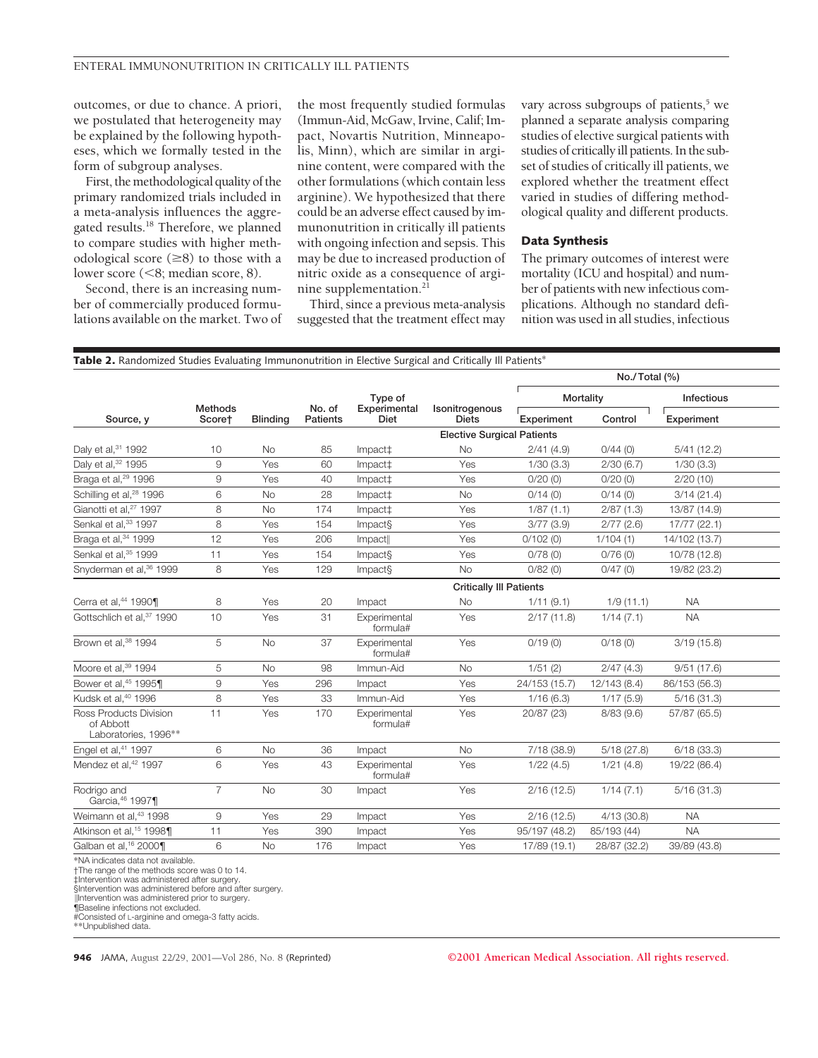outcomes, or due to chance. A priori, we postulated that heterogeneity may be explained by the following hypotheses, which we formally tested in the form of subgroup analyses.

First, the methodological quality of the primary randomized trials included in a meta-analysis influences the aggregated results.[18] Therefore, we planned to compare studies with higher methodological score (≥8) to those with a lower score (<8; median score, 8).

Second, there is an increasing number of commercially produced formulations available on the market. Two of the most frequently studied formulas (Immun-Aid, McGaw, Irvine, Calif; Impact, Novartis Nutrition, Minneapolis, Minn), which are similar in arginine content, were compared with the other formulations (which contain less arginine). We hypothesized that there could be an adverse effect caused by immunonutrition in critically ill patients with ongoing infection and sepsis. This may be due to increased production of nitric oxide as a consequence of arginine supplementation.[21]

Third, since a previous meta-analysis suggested that the treatment effect may vary across subgroups of patients,[5] we planned a separate analysis comparing studies of elective surgical patients with studies of critically ill patients. In the subset of studies of critically ill patients, we explored whether the treatment effect varied in studies of differing methodological quality and different products.

### Data Synthesis

The primary outcomes of interest were mortality (ICU and hospital) and number of patients with new infectious complications. Although no standard definition was used in all studies, infectious

**Table 2.** Randomized Studies Evaluating Immunonutrition in Elective Surgical and Critically Ill Patients*

| Source, y | Methods Score† | Blinding | No. of Patients | Type of Experimental Diet | Isonitrogenous Diets | No./Total (%) Mortality Experiment | No./Total (%) Mortality Control | No./Total (%) Infectious Experiment |
|---|---|---|---|---|---|---|---|---|
| **Elective Surgical Patients** | | | | | | | | |
| Daly et al,[31] 1992 | 10 | No | 85 | Impact‡ | No | 2/41 (4.9) | 0/44 (0) | 5/41 (12.2) |
| Daly et al,[32] 1995 | 9 | Yes | 60 | Impact‡ | Yes | 1/30 (3.3) | 2/30 (6.7) | 1/30 (3.3) |
| Braga et al,[29] 1996 | 9 | Yes | 40 | Impact‡ | Yes | 0/20 (0) | 0/20 (0) | 2/20 (10) |
| Schilling et al,[28] 1996 | 6 | No | 28 | Impact‡ | No | 0/14 (0) | 0/14 (0) | 3/14 (21.4) |
| Gianotti et al,[27] 1997 | 8 | No | 174 | Impact‡ | Yes | 1/87 (1.1) | 2/87 (1.3) | 13/87 (14.9) |
| Senkal et al,[33] 1997 | 8 | Yes | 154 | Impact§ | Yes | 3/77 (3.9) | 2/77 (2.6) | 17/77 (22.1) |
| Braga et al,[34] 1999 | 12 | Yes | 206 | Impact‖ | Yes | 0/102 (0) | 1/104 (1) | 14/102 (13.7) |
| Senkal et al,[35] 1999 | 11 | Yes | 154 | Impact§ | Yes | 0/78 (0) | 0/76 (0) | 10/78 (12.8) |
| Snyderman et al,[36] 1999 | 8 | Yes | 129 | Impact§ | No | 0/82 (0) | 0/47 (0) | 19/82 (23.2) |
| **Critically Ill Patients** | | | | | | | | |
| Cerra et al,[44] 1990¶ | 8 | Yes | 20 | Impact | No | 1/11 (9.1) | 1/9 (11.1) | NA |
| Gottschlich et al,[37] 1990 | 10 | Yes | 31 | Experimental formula# | Yes | 2/17 (11.8) | 1/14 (7.1) | NA |
| Brown et al,[38] 1994 | 5 | No | 37 | Experimental formula# | Yes | 0/19 (0) | 0/18 (0) | 3/19 (15.8) |
| Moore et al,[39] 1994 | 5 | No | 98 | Immun-Aid | No | 1/51 (2) | 2/47 (4.3) | 9/51 (17.6) |
| Bower et al,[45] 1995¶ | 9 | Yes | 296 | Impact | Yes | 24/153 (15.7) | 12/143 (8.4) | 86/153 (56.3) |
| Kudsk et al,[40] 1996 | 8 | Yes | 33 | Immun-Aid | Yes | 1/16 (6.3) | 1/17 (5.9) | 5/16 (31.3) |
| Ross Products Division of Abbott Laboratories, 1996** | 11 | Yes | 170 | Experimental formula# | Yes | 20/87 (23) | 8/83 (9.6) | 57/87 (65.5) |
| Engel et al,[41] 1997 | 6 | No | 36 | Impact | No | 7/18 (38.9) | 5/18 (27.8) | 6/18 (33.3) |
| Mendez et al,[42] 1997 | 6 | Yes | 43 | Experimental formula# | Yes | 1/22 (4.5) | 1/21 (4.8) | 19/22 (86.4) |
| Rodrigo and Garcia,[46] 1997¶ | 7 | No | 30 | Impact | Yes | 2/16 (12.5) | 1/14 (7.1) | 5/16 (31.3) |
| Weimann et al,[43] 1998 | 9 | Yes | 29 | Impact | Yes | 2/16 (12.5) | 4/13 (30.8) | NA |
| Atkinson et al,[15] 1998¶ | 11 | Yes | 390 | Impact | Yes | 95/197 (48.2) | 85/193 (44) | NA |
| Galban et al,[16] 2000¶ | 6 | No | 176 | Impact | Yes | 17/89 (19.1) | 28/87 (32.2) | 39/89 (43.8) |

*NA indicates data not available.
†The range of the methods score was 0 to 14.
‡Intervention was administered after surgery.
§Intervention was administered before and after surgery.
‖Intervention was administered prior to surgery.
¶Baseline infections not excluded.
#Consisted of L-arginine and omega-3 fatty acids.
**Unpublished data.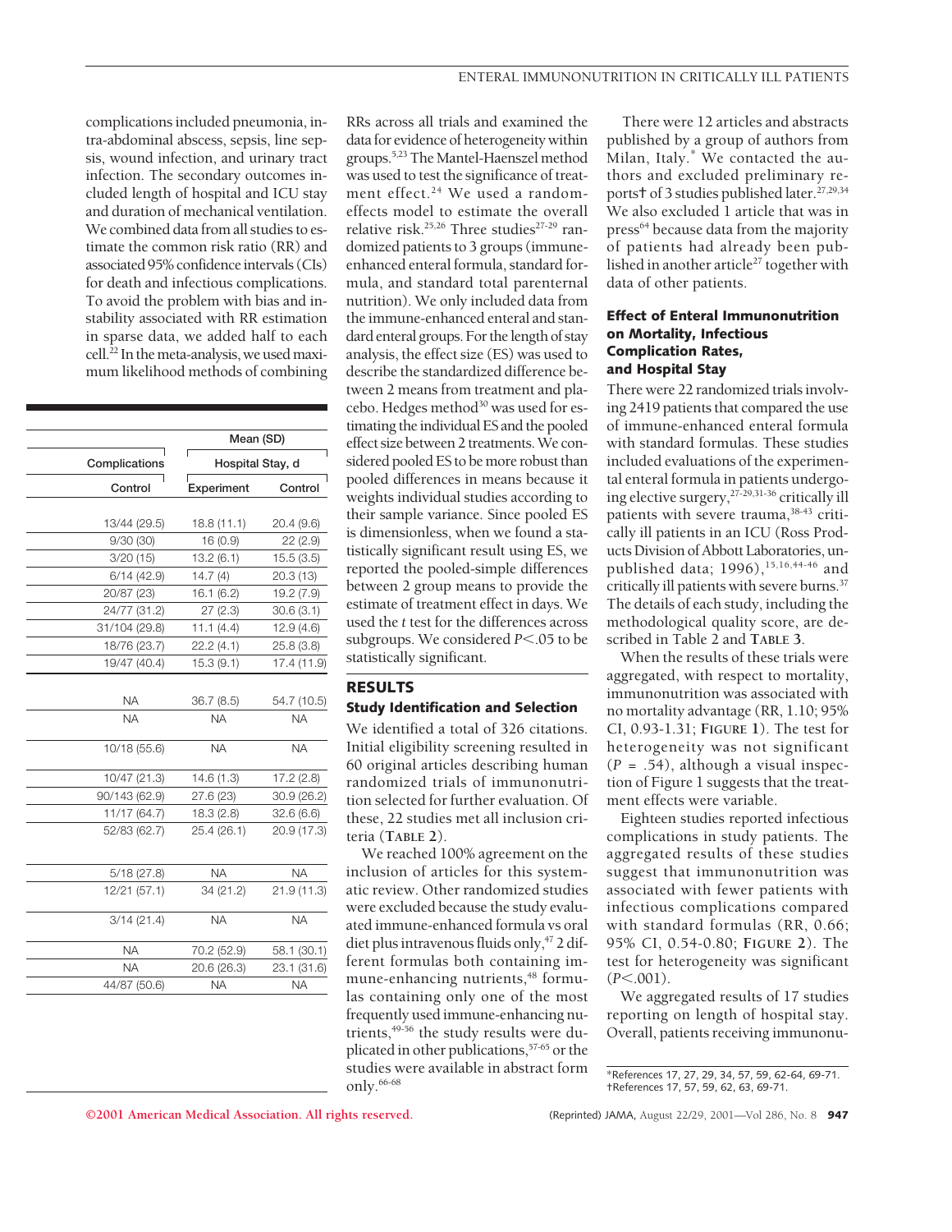complications included pneumonia, intra-abdominal abscess, sepsis, line sepsis, wound infection, and urinary tract infection. The secondary outcomes included length of hospital and ICU stay and duration of mechanical ventilation. We combined data from all studies to estimate the common risk ratio (RR) and associated 95% confidence intervals (CIs) for death and infectious complications. To avoid the problem with bias and instability associated with RR estimation in sparse data, we added half to each cell.[22] In the meta-analysis, we used maximum likelihood methods of combining RRs across all trials and examined the data for evidence of heterogeneity within groups.[5,23] The Mantel-Haenszel method was used to test the significance of treatment effect.[24] We used a random-effects model to estimate the overall relative risk.[25,26] Three studies[27-29] randomized patients to 3 groups (immune-enhanced enteral formula, standard formula, and standard total parenteral nutrition). We only included data from the immune-enhanced enteral and standard enteral groups. For the length of stay analysis, the effect size (ES) was used to describe the standardized difference between 2 means from treatment and placebo. Hedges method[30] was used for estimating the individual ES and the pooled effect size between 2 treatments. We considered pooled ES to be more robust than pooled differences in means because it weights individual studies according to their sample variance. Since pooled ES is dimensionless, when we found a statistically significant result using ES, we reported the pooled-simple differences between 2 group means to provide the estimate of treatment effect in days. We used the *t* test for the differences across subgroups. We considered $P<.05$ to be statistically significant.

| Complications | Mean (SD) | |
|---|---|---|
| | Hospital Stay, d | |
| Control | Experiment | Control |
| 13/44 (29.5) | 18.8 (11.1) | 20.4 (9.6) |
| 9/30 (30) | 16 (0.9) | 22 (2.9) |
| 3/20 (15) | 13.2 (6.1) | 15.5 (3.5) |
| 6/14 (42.9) | 14.7 (4) | 20.3 (13) |
| 20/87 (23) | 16.1 (6.2) | 19.2 (7.9) |
| 24/77 (31.2) | 27 (2.3) | 30.6 (3.1) |
| 31/104 (29.8) | 11.1 (4.4) | 12.9 (4.6) |
| 18/76 (23.7) | 22.2 (4.1) | 25.8 (3.8) |
| 19/47 (40.4) | 15.3 (9.1) | 17.4 (11.9) |
| NA | 36.7 (8.5) | 54.7 (10.5) |
| NA | NA | NA |
| 10/18 (55.6) | NA | NA |
| 10/47 (21.3) | 14.6 (1.3) | 17.2 (2.8) |
| 90/143 (62.9) | 27.6 (23) | 30.9 (26.2) |
| 11/17 (64.7) | 18.3 (2.8) | 32.6 (6.6) |
| 52/83 (62.7) | 25.4 (26.1) | 20.9 (17.3) |
| 5/18 (27.8) | NA | NA |
| 12/21 (57.1) | 34 (21.2) | 21.9 (11.3) |
| 3/14 (21.4) | NA | NA |
| NA | 70.2 (52.9) | 58.1 (30.1) |
| NA | 20.6 (26.3) | 23.1 (31.6) |
| 44/87 (50.6) | NA | NA |

## RESULTS

### Study Identification and Selection

We identified a total of 326 citations. Initial eligibility screening resulted in 60 original articles describing human randomized trials of immunonutrition selected for further evaluation. Of these, 22 studies met all inclusion criteria (TABLE 2).

We reached 100% agreement on the inclusion of articles for this systematic review. Other randomized studies were excluded because the study evaluated immune-enhanced formula vs oral diet plus intravenous fluids only,[47] 2 different formulas both containing immune-enhancing nutrients,[48] formulas containing only one of the most frequently used immune-enhancing nutrients,[49-56] the study results were duplicated in other publications,[57-65] or the studies were available in abstract form only.[66-68]

There were 12 articles and abstracts published by a group of authors from Milan, Italy.* We contacted the authors and excluded preliminary reports† of 3 studies published later.[27,29,34] We also excluded 1 article that was in press[64] because data from the majority of patients had already been published in another article[27] together with data of other patients.

### Effect of Enteral Immunonutrition on Mortality, Infectious Complication Rates, and Hospital Stay

There were 22 randomized trials involving 2419 patients that compared the use of immune-enhanced enteral formula with standard formulas. These studies included evaluations of the experimental enteral formula in patients undergoing elective surgery,[27-29,31-36] critically ill patients with severe trauma,[38-43] critically ill patients in an ICU (Ross Products Division of Abbott Laboratories, unpublished data; 1996),[15,16,44-46] and critically ill patients with severe burns.[37] The details of each study, including the methodological quality score, are described in Table 2 and TABLE 3.

When the results of these trials were aggregated, with respect to mortality, immunonutrition was associated with no mortality advantage (RR, 1.10; 95% CI, 0.93-1.31; FIGURE 1). The test for heterogeneity was not significant ($P = .54$), although a visual inspection of Figure 1 suggests that the treatment effects were variable.

Eighteen studies reported infectious complications in study patients. The aggregated results of these studies suggest that immunonutrition was associated with fewer patients with infectious complications compared with standard formulas (RR, 0.66; 95% CI, 0.54-0.80; FIGURE 2). The test for heterogeneity was significant ($P<.001$).

We aggregated results of 17 studies reporting on length of hospital stay. Overall, patients receiving immunonu-

*References 17, 27, 29, 34, 57, 59, 62-64, 69-71.
†References 17, 57, 59, 62, 63, 69-71.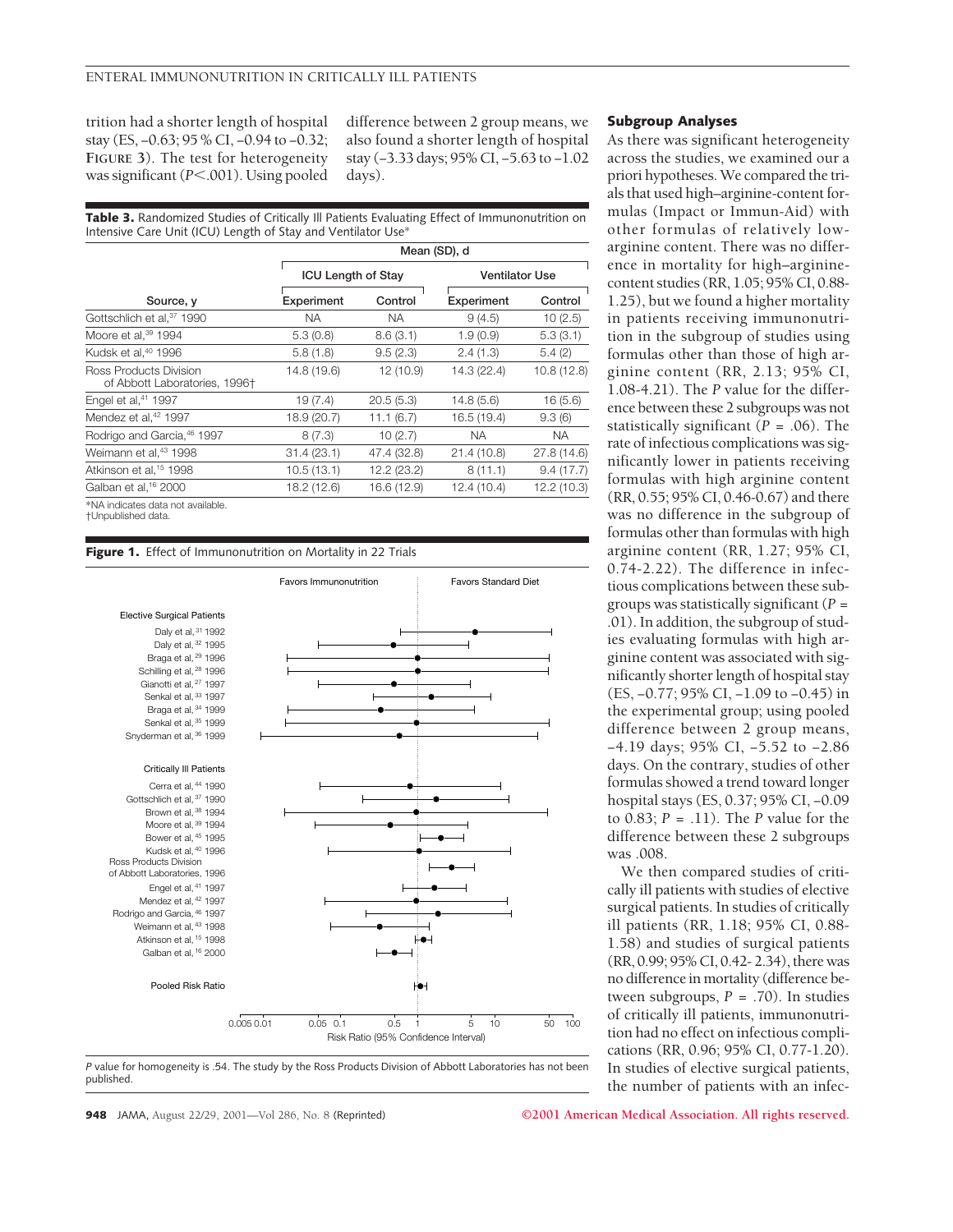trition had a shorter length of hospital stay (ES, −0.63; 95% CI, −0.94 to −0.32; **FIGURE 3**). The test for heterogeneity was significant ($P<.001$). Using pooled difference between 2 group means, we also found a shorter length of hospital stay (−3.33 days; 95% CI, −5.63 to −1.02 days).

**Table 3.** Randomized Studies of Critically Ill Patients Evaluating Effect of Immunonutrition on Intensive Care Unit (ICU) Length of Stay and Ventilator Use*

| | Mean (SD), d | | | |
|---|---|---|---|---|
| | ICU Length of Stay | | Ventilator Use | |
| Source, y | Experiment | Control | Experiment | Control |
| Gottschlich et al,[37] 1990 | NA | NA | 9 (4.5) | 10 (2.5) |
| Moore et al,[39] 1994 | 5.3 (0.8) | 8.6 (3.1) | 1.9 (0.9) | 5.3 (3.1) |
| Kudsk et al,[40] 1996 | 5.8 (1.8) | 9.5 (2.3) | 2.4 (1.3) | 5.4 (2) |
| Ross Products Division of Abbott Laboratories, 1996† | 14.8 (19.6) | 12 (10.9) | 14.3 (22.4) | 10.8 (12.8) |
| Engel et al,[41] 1997 | 19 (7.4) | 20.5 (5.3) | 14.8 (5.6) | 16 (5.6) |
| Mendez et al,[42] 1997 | 18.9 (20.7) | 11.1 (6.7) | 16.5 (19.4) | 9.3 (6) |
| Rodrigo and Garcia,[46] 1997 | 8 (7.3) | 10 (2.7) | NA | NA |
| Weimann et al,[43] 1998 | 31.4 (23.1) | 47.4 (32.8) | 21.4 (10.8) | 27.8 (14.6) |
| Atkinson et al,[15] 1998 | 10.5 (13.1) | 12.2 (23.2) | 8 (11.1) | 9.4 (17.7) |
| Galban et al,[16] 2000 | 18.2 (12.6) | 16.6 (12.9) | 12.4 (10.4) | 12.2 (10.3) |

*NA indicates data not available.
†Unpublished data.

**Figure 1.** Effect of Immunonutrition on Mortality in 22 Trials

Favors Immunonutrition | Favors Standard Diet

Elective Surgical Patients: Daly et al,[31] 1992; Daly et al,[32] 1995; Braga et al,[29] 1996; Schilling et al,[28] 1996; Gianotti et al,[27] 1997; Senkal et al,[33] 1997; Braga et al,[34] 1999; Senkal et al,[35] 1999; Snyderman et al,[36] 1999

Critically Ill Patients: Cerra et al,[44] 1990; Gottschlich et al,[37] 1990; Brown et al,[38] 1994; Moore et al,[39] 1994; Bower et al,[45] 1995; Kudsk et al,[40] 1996; Ross Products Division of Abbott Laboratories, 1996; Engel et al,[41] 1997; Mendez et al,[42] 1997; Rodrigo and Garcia,[46] 1997; Weimann et al,[43] 1998; Atkinson et al,[15] 1998; Galban et al,[16] 2000

Pooled Risk Ratio

Risk Ratio (95% Confidence Interval)

*P* value for homogeneity is .54. The study by the Ross Products Division of Abbott Laboratories has not been published.

### Subgroup Analyses

As there was significant heterogeneity across the studies, we examined our a priori hypotheses. We compared the trials that used high–arginine-content formulas (Impact or Immun-Aid) with other formulas of relatively low-arginine content. There was no difference in mortality for high–arginine-content studies (RR, 1.05; 95% CI, 0.88-1.25), but we found a higher mortality in patients receiving immunonutrition in the subgroup of studies using formulas other than those of high arginine content (RR, 2.13; 95% CI, 1.08-4.21). The *P* value for the difference between these 2 subgroups was not statistically significant ($P = .06$). The rate of infectious complications was significantly lower in patients receiving formulas with high arginine content (RR, 0.55; 95% CI, 0.46-0.67) and there was no difference in the subgroup of formulas other than formulas with high arginine content (RR, 1.27; 95% CI, 0.74-2.22). The difference in infectious complications between these subgroups was statistically significant ($P = .01$). In addition, the subgroup of studies evaluating formulas with high arginine content was associated with significantly shorter length of hospital stay (ES, −0.77; 95% CI, −1.09 to −0.45) in the experimental group; using pooled difference between 2 group means, −4.19 days; 95% CI, −5.52 to −2.86 days. On the contrary, studies of other formulas showed a trend toward longer hospital stays (ES, 0.37; 95% CI, −0.09 to 0.83; $P = .11$). The *P* value for the difference between these 2 subgroups was .008.

We then compared studies of critically ill patients with studies of elective surgical patients. In studies of critically ill patients (RR, 1.18; 95% CI, 0.88-1.58) and studies of surgical patients (RR, 0.99; 95% CI, 0.42-2.34), there was no difference in mortality (difference between subgroups, $P = .70$). In studies of critically ill patients, immunonutrition had no effect on infectious complications (RR, 0.96; 95% CI, 0.77-1.20). In studies of elective surgical patients, the number of patients with an infec-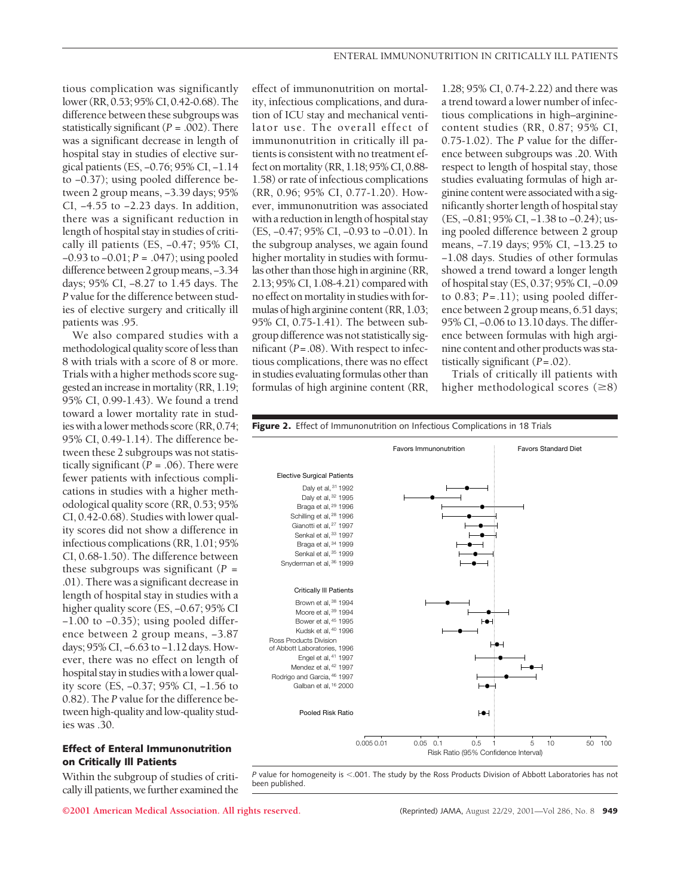tious complication was significantly lower (RR, 0.53; 95% CI, 0.42-0.68). The difference between these subgroups was statistically significant ($P = .002$). There was a significant decrease in length of hospital stay in studies of elective surgical patients (ES, −0.76; 95% CI, −1.14 to −0.37); using pooled difference between 2 group means, −3.39 days; 95% CI, −4.55 to −2.23 days. In addition, there was a significant reduction in length of hospital stay in studies of critically ill patients (ES, −0.47; 95% CI, −0.93 to −0.01; $P = .047$); using pooled difference between 2 group means, −3.34 days; 95% CI, −8.27 to 1.45 days. The *P* value for the difference between studies of elective surgery and critically ill patients was .95.

We also compared studies with a methodological quality score of less than 8 with trials with a score of 8 or more. Trials with a higher methods score suggested an increase in mortality (RR, 1.19; 95% CI, 0.99-1.43). We found a trend toward a lower mortality rate in studies with a lower methods score (RR, 0.74; 95% CI, 0.49-1.14). The difference between these 2 subgroups was not statistically significant ($P = .06$). There were fewer patients with infectious complications in studies with a higher methodological quality score (RR, 0.53; 95% CI, 0.42-0.68). Studies with lower quality scores did not show a difference in infectious complications (RR, 1.01; 95% CI, 0.68-1.50). The difference between these subgroups was significant ($P = .01$). There was a significant decrease in length of hospital stay in studies with a higher quality score (ES, −0.67; 95% CI −1.00 to −0.35); using pooled difference between 2 group means, −3.87 days; 95% CI, −6.63 to −1.12 days. However, there was no effect on length of hospital stay in studies with a lower quality score (ES, −0.37; 95% CI, −1.56 to 0.82). The *P* value for the difference between high-quality and low-quality studies was .30.

### Effect of Enteral Immunonutrition on Critically Ill Patients

Within the subgroup of studies of critically ill patients, we further examined the effect of immunonutrition on mortality, infectious complications, and duration of ICU stay and mechanical ventilator use. The overall effect of immunonutrition in critically ill patients is consistent with no treatment effect on mortality (RR, 1.18; 95% CI, 0.88-1.58) or rate of infectious complications (RR, 0.96; 95% CI, 0.77-1.20). However, immunonutrition was associated with a reduction in length of hospital stay (ES, −0.47; 95% CI, −0.93 to −0.01). In the subgroup analyses, we again found higher mortality in studies with formulas other than those high in arginine (RR, 2.13; 95% CI, 1.08-4.21) compared with no effect on mortality in studies with formulas of high arginine content (RR, 1.03; 95% CI, 0.75-1.41). The between subgroup difference was not statistically significant ($P = .08$). With respect to infectious complications, there was no effect in studies evaluating formulas other than formulas of high arginine content (RR, 1.28; 95% CI, 0.74-2.22) and there was a trend toward a lower number of infectious complications in high–arginine-content studies (RR, 0.87; 95% CI, 0.75-1.02). The *P* value for the difference between subgroups was .20. With respect to length of hospital stay, those studies evaluating formulas of high arginine content were associated with a significantly shorter length of hospital stay (ES, −0.81; 95% CI, −1.38 to −0.24); using pooled difference between 2 group means, −7.19 days; 95% CI, −13.25 to −1.08 days. Studies of other formulas showed a trend toward a longer length of hospital stay (ES, 0.37; 95% CI, −0.09 to 0.83; $P = .11$); using pooled difference between 2 group means, 6.51 days; 95% CI, −0.06 to 13.10 days. The difference between formulas with high arginine content and other products was statistically significant ($P = .02$).

Trials of critically ill patients with higher methodological scores (≥8)

**Figure 2.** Effect of Immunonutrition on Infectious Complications in 18 Trials

Favors Immunonutrition | Favors Standard Diet

Elective Surgical Patients
- Daly et al,[31] 1992
- Daly et al,[32] 1995
- Braga et al,[29] 1996
- Schilling et al,[28] 1996
- Gianotti et al,[27] 1997
- Senkal et al,[33] 1997
- Braga et al,[34] 1999
- Senkal et al,[35] 1999
- Snyderman et al,[36] 1999

Critically Ill Patients
- Brown et al,[38] 1994
- Moore et al,[39] 1994
- Bower et al,[45] 1995
- Kudsk et al,[40] 1996
- Ross Products Division of Abbott Laboratories, 1996
- Engel et al,[41] 1997
- Mendez et al,[42] 1997
- Rodrigo and Garcia,[46] 1997
- Galban et al,[16] 2000

Pooled Risk Ratio

Risk Ratio (95% Confidence Interval): 0.005 0.01 0.05 0.1 0.5 1 5 10 50 100

*P* value for homogeneity is <.001. The study by the Ross Products Division of Abbott Laboratories has not been published.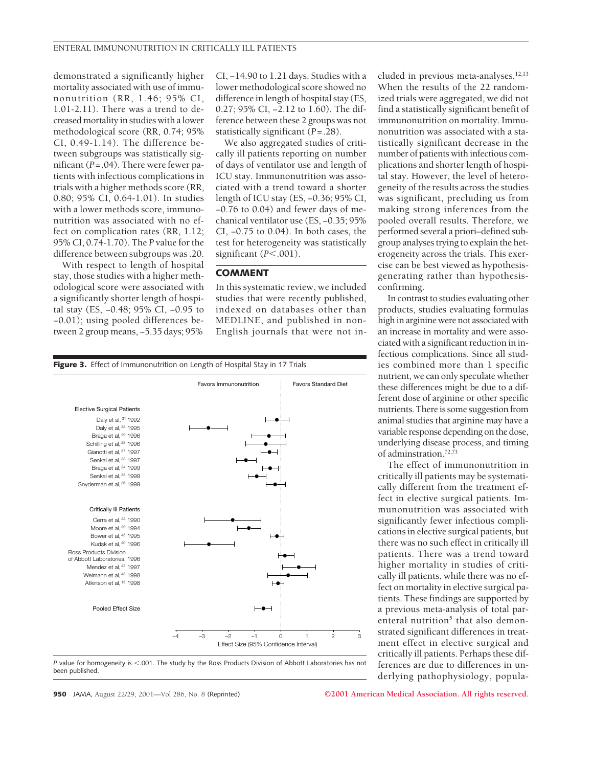demonstrated a significantly higher mortality associated with use of immunonutrition (RR, 1.46; 95% CI, 1.01-2.11). There was a trend to decreased mortality in studies with a lower methodological score (RR, 0.74; 95% CI, 0.49-1.14). The difference between subgroups was statistically significant (*P*=.04). There were fewer patients with infectious complications in trials with a higher methods score (RR, 0.80; 95% CI, 0.64-1.01). In studies with a lower methods score, immunonutrition was associated with no effect on complication rates (RR, 1.12; 95% CI, 0.74-1.70). The *P* value for the difference between subgroups was .20.

With respect to length of hospital stay, those studies with a higher methodological score were associated with a significantly shorter length of hospital stay (ES, −0.48; 95% CI, −0.95 to −0.01); using pooled differences between 2 group means, −5.35 days; 95% CI, −14.90 to 1.21 days. Studies with a lower methodological score showed no difference in length of hospital stay (ES, 0.27; 95% CI, −2.12 to 1.60). The difference between these 2 groups was not statistically significant (*P*=.28).

We also aggregated studies of critically ill patients reporting on number of days of ventilator use and length of ICU stay. Immunonutrition was associated with a trend toward a shorter length of ICU stay (ES, −0.36; 95% CI, −0.76 to 0.04) and fewer days of mechanical ventilator use (ES, −0.35; 95% CI, −0.75 to 0.04). In both cases, the test for heterogeneity was statistically significant (*P*<.001).

## COMMENT

In this systematic review, we included studies that were recently published, indexed on databases other than MEDLINE, and published in non-English journals that were not included in previous meta-analyses.[12,13] When the results of the 22 randomized trials were aggregated, we did not find a statistically significant benefit of immunonutrition on mortality. Immunonutrition was associated with a statistically significant decrease in the number of patients with infectious complications and shorter length of hospital stay. However, the level of heterogeneity of the results across the studies was significant, precluding us from making strong inferences from the pooled overall results. Therefore, we performed several a priori–defined subgroup analyses trying to explain the heterogeneity across the trials. This exercise can be best viewed as hypothesis-generating rather than hypothesis-confirming.

In contrast to studies evaluating other products, studies evaluating formulas high in arginine were not associated with an increase in mortality and were associated with a significant reduction in infectious complications. Since all studies combined more than 1 specific nutrient, we can only speculate whether these differences might be due to a different dose of arginine or other specific nutrients. There is some suggestion from animal studies that arginine may have a variable response depending on the dose, underlying disease process, and timing of adminstration.[72,73]

The effect of immunonutrition in critically ill patients may be systematically different from the treatment effect in elective surgical patients. Immunonutrition was associated with significantly fewer infectious complications in elective surgical patients, but there was no such effect in critically ill patients. There was a trend toward higher mortality in studies of critically ill patients, while there was no effect on mortality in elective surgical patients. These findings are supported by a previous meta-analysis of total parenteral nutrition[5] that also demonstrated significant differences in treatment effect in elective surgical and critically ill patients. Perhaps these differences are due to differences in underlying pathophysiology, popula-

**Figure 3.** Effect of Immunonutrition on Length of Hospital Stay in 17 Trials

Favors Immunonutrition | Favors Standard Diet

Elective Surgical Patients
- Daly et al,[31] 1992
- Daly et al,[32] 1995
- Braga et al,[29] 1996
- Schilling et al,[28] 1996
- Gianotti et al,[27] 1997
- Senkal et al,[33] 1997
- Braga et al,[34] 1999
- Senkal et al,[35] 1999
- Snyderman et al,[36] 1999

Critically Ill Patients
- Cerra et al,[44] 1990
- Moore et al,[39] 1994
- Bower et al,[45] 1995
- Kudsk et al,[40] 1996
- Ross Products Division of Abbott Laboratories, 1996
- Mendez et al,[42] 1997
- Weimann et al,[43] 1998
- Atkinson et al,[15] 1998

Pooled Effect Size

Effect Size (95% Confidence Interval): −4, −3, −2, −1, 0, 1, 2, 3

*P* value for homogeneity is <.001. The study by the Ross Products Division of Abbott Laboratories has not been published.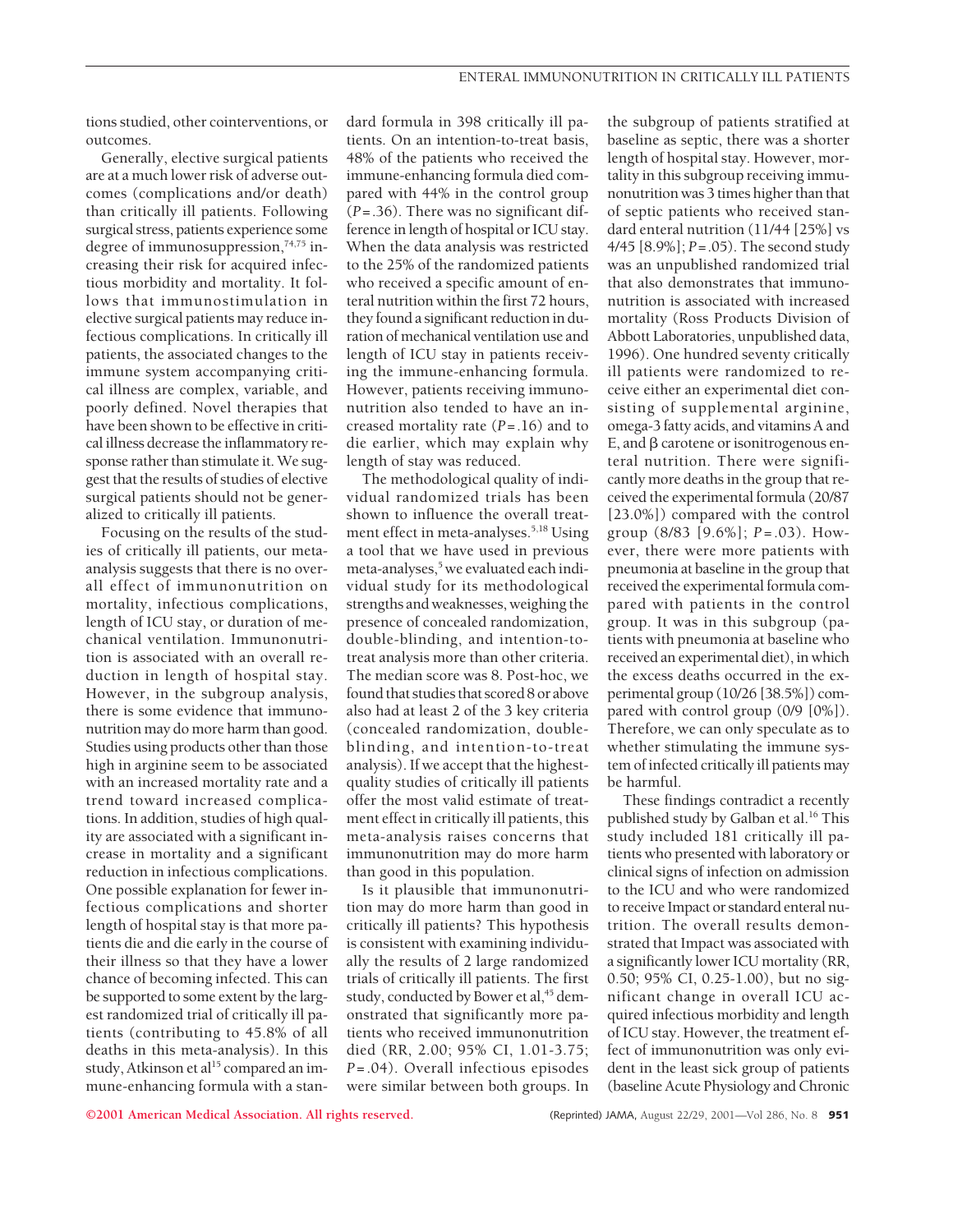tions studied, other cointerventions, or outcomes.

Generally, elective surgical patients are at a much lower risk of adverse outcomes (complications and/or death) than critically ill patients. Following surgical stress, patients experience some degree of immunosuppression,[74,75] increasing their risk for acquired infectious morbidity and mortality. It follows that immunostimulation in elective surgical patients may reduce infectious complications. In critically ill patients, the associated changes to the immune system accompanying critical illness are complex, variable, and poorly defined. Novel therapies that have been shown to be effective in critical illness decrease the inflammatory response rather than stimulate it. We suggest that the results of studies of elective surgical patients should not be generalized to critically ill patients.

Focusing on the results of the studies of critically ill patients, our meta-analysis suggests that there is no overall effect of immunonutrition on mortality, infectious complications, length of ICU stay, or duration of mechanical ventilation. Immunonutrition is associated with an overall reduction in length of hospital stay. However, in the subgroup analysis, there is some evidence that immunonutrition may do more harm than good. Studies using products other than those high in arginine seem to be associated with an increased mortality rate and a trend toward increased complications. In addition, studies of high quality are associated with a significant increase in mortality and a significant reduction in infectious complications. One possible explanation for fewer infectious complications and shorter length of hospital stay is that more patients die and die early in the course of their illness so that they have a lower chance of becoming infected. This can be supported to some extent by the largest randomized trial of critically ill patients (contributing to 45.8% of all deaths in this meta-analysis). In this study, Atkinson et al[15] compared an immune-enhancing formula with a standard formula in 398 critically ill patients. On an intention-to-treat basis, 48% of the patients who received the immune-enhancing formula died compared with 44% in the control group ($P=.36$). There was no significant difference in length of hospital or ICU stay. When the data analysis was restricted to the 25% of the randomized patients who received a specific amount of enteral nutrition within the first 72 hours, they found a significant reduction in duration of mechanical ventilation use and length of ICU stay in patients receiving the immune-enhancing formula. However, patients receiving immunonutrition also tended to have an increased mortality rate ($P=.16$) and to die earlier, which may explain why length of stay was reduced.

The methodological quality of individual randomized trials has been shown to influence the overall treatment effect in meta-analyses.[5,18] Using a tool that we have used in previous meta-analyses,[5] we evaluated each individual study for its methodological strengths and weaknesses, weighing the presence of concealed randomization, double-blinding, and intention-to-treat analysis more than other criteria. The median score was 8. Post-hoc, we found that studies that scored 8 or above also had at least 2 of the 3 key criteria (concealed randomization, double-blinding, and intention-to-treat analysis). If we accept that the highest-quality studies of critically ill patients offer the most valid estimate of treatment effect in critically ill patients, this meta-analysis raises concerns that immunonutrition may do more harm than good in this population.

Is it plausible that immunonutrition may do more harm than good in critically ill patients? This hypothesis is consistent with examining individually the results of 2 large randomized trials of critically ill patients. The first study, conducted by Bower et al,[45] demonstrated that significantly more patients who received immunonutrition died (RR, 2.00; 95% CI, 1.01-3.75; $P=.04$). Overall infectious episodes were similar between both groups. In the subgroup of patients stratified at baseline as septic, there was a shorter length of hospital stay. However, mortality in this subgroup receiving immunonutrition was 3 times higher than that of septic patients who received standard enteral nutrition (11/44 [25%] vs 4/45 [8.9%]; $P=.05$). The second study was an unpublished randomized trial that also demonstrates that immunonutrition is associated with increased mortality (Ross Products Division of Abbott Laboratories, unpublished data, 1996). One hundred seventy critically ill patients were randomized to receive either an experimental diet consisting of supplemental arginine, omega-3 fatty acids, and vitamins A and E, and β carotene or isonitrogenous enteral nutrition. There were significantly more deaths in the group that received the experimental formula (20/87 [23.0%]) compared with the control group (8/83 [9.6%]; $P=.03$). However, there were more patients with pneumonia at baseline in the group that received the experimental formula compared with patients in the control group. It was in this subgroup (patients with pneumonia at baseline who received an experimental diet), in which the excess deaths occurred in the experimental group (10/26 [38.5%]) compared with control group (0/9 [0%]). Therefore, we can only speculate as to whether stimulating the immune system of infected critically ill patients may be harmful.

These findings contradict a recently published study by Galban et al.[16] This study included 181 critically ill patients who presented with laboratory or clinical signs of infection on admission to the ICU and who were randomized to receive Impact or standard enteral nutrition. The overall results demonstrated that Impact was associated with a significantly lower ICU mortality (RR, 0.50; 95% CI, 0.25-1.00), but no significant change in overall ICU acquired infectious morbidity and length of ICU stay. However, the treatment effect of immunonutrition was only evident in the least sick group of patients (baseline Acute Physiology and Chronic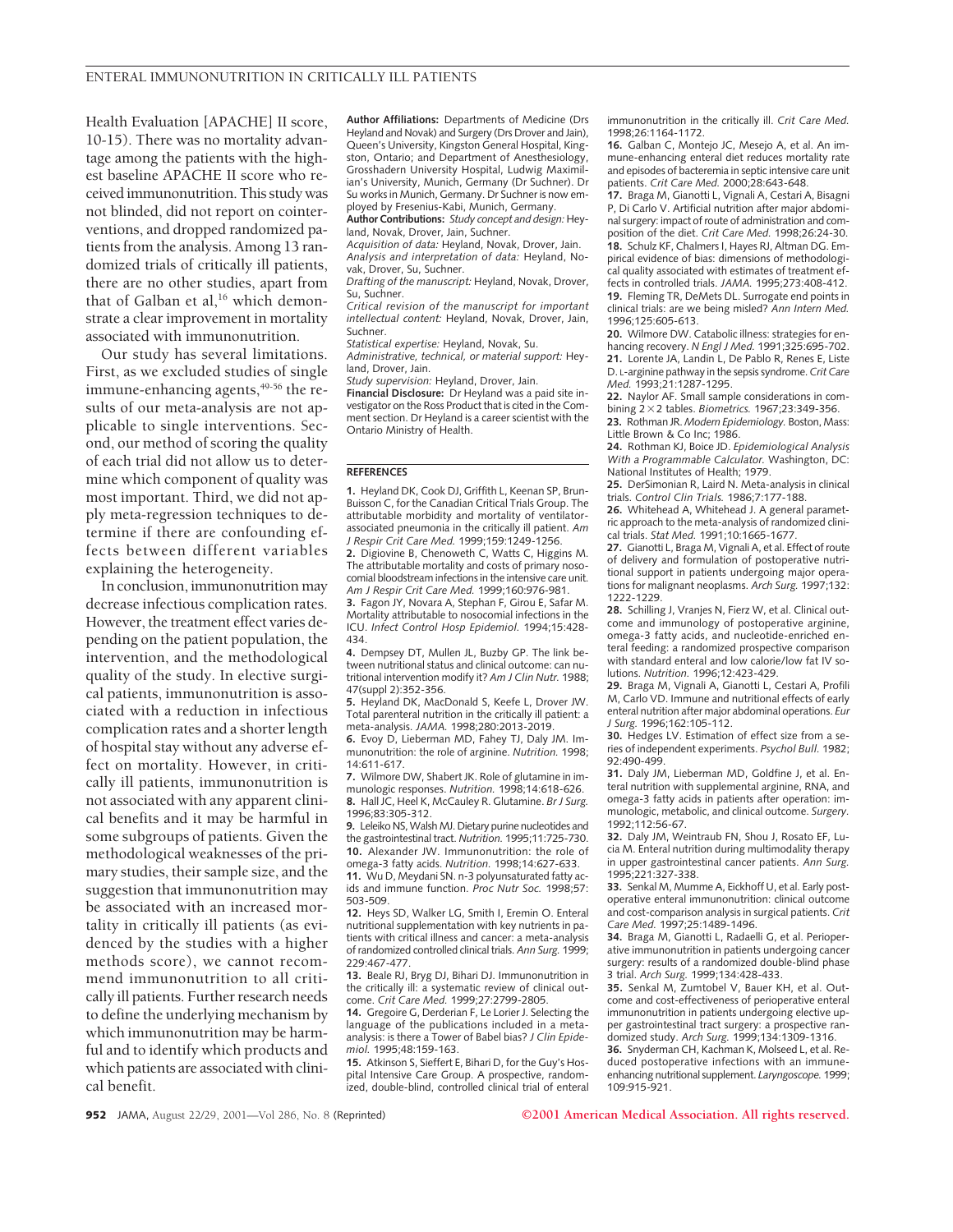Health Evaluation [APACHE] II score, 10-15). There was no mortality advantage among the patients with the highest baseline APACHE II score who received immunonutrition. This study was not blinded, did not report on cointerventions, and dropped randomized patients from the analysis. Among 13 randomized trials of critically ill patients, there are no other studies, apart from that of Galban et al,[16] which demonstrate a clear improvement in mortality associated with immunonutrition.

Our study has several limitations. First, as we excluded studies of single immune-enhancing agents,[49-56] the results of our meta-analysis are not applicable to single interventions. Second, our method of scoring the quality of each trial did not allow us to determine which component of quality was most important. Third, we did not apply meta-regression techniques to determine if there are confounding effects between different variables explaining the heterogeneity.

In conclusion, immunonutrition may decrease infectious complication rates. However, the treatment effect varies depending on the patient population, the intervention, and the methodological quality of the study. In elective surgical patients, immunonutrition is associated with a reduction in infectious complication rates and a shorter length of hospital stay without any adverse effect on mortality. However, in critically ill patients, immunonutrition is not associated with any apparent clinical benefits and it may be harmful in some subgroups of patients. Given the methodological weaknesses of the primary studies, their sample size, and the suggestion that immunonutrition may be associated with an increased mortality in critically ill patients (as evidenced by the studies with a higher methods score), we cannot recommend immunonutrition to all critically ill patients. Further research needs to define the underlying mechanism by which immunonutrition may be harmful and to identify which products and which patients are associated with clinical benefit.

**Author Affiliations:** Departments of Medicine (Drs Heyland and Novak) and Surgery (Drs Drover and Jain), Queen's University, Kingston General Hospital, Kingston, Ontario; and Department of Anesthesiology, Grosshadern University Hospital, Ludwig Maximilian's University, Munich, Germany (Dr Suchner). Dr Su works in Munich, Germany. Dr Suchner is now employed by Fresenius-Kabi, Munich, Germany.

**Author Contributions:** *Study concept and design:* Heyland, Novak, Drover, Jain, Suchner.

*Acquisition of data:* Heyland, Novak, Drover, Jain.

*Analysis and interpretation of data:* Heyland, Novak, Drover, Su, Suchner.

*Drafting of the manuscript:* Heyland, Novak, Drover, Su, Suchner.

*Critical revision of the manuscript for important intellectual content:* Heyland, Novak, Drover, Jain, Suchner.

*Statistical expertise:* Heyland, Novak, Su.

*Administrative, technical, or material support:* Heyland, Drover, Jain.

*Study supervision:* Heyland, Drover, Jain.

**Financial Disclosure:** Dr Heyland was a paid site investigator on the Ross Product that is cited in the Comment section. Dr Heyland is a career scientist with the Ontario Ministry of Health.

## REFERENCES

1. Heyland DK, Cook DJ, Griffith L, Keenan SP, Brun-Buisson C, for the Canadian Critical Trials Group. The attributable morbidity and mortality of ventilator-associated pneumonia in the critically ill patient. *Am J Respir Crit Care Med.* 1999;159:1249-1256.
2. Digiovine B, Chenoweth C, Watts C, Higgins M. The attributable mortality and costs of primary nosocomial bloodstream infections in the intensive care unit. *Am J Respir Crit Care Med.* 1999;160:976-981.
3. Fagon JY, Novara A, Stephan F, Girou E, Safar M. Mortality attributable to nosocomial infections in the ICU. *Infect Control Hosp Epidemiol.* 1994;15:428-434.
4. Dempsey DT, Mullen JL, Buzby GP. The link between nutritional status and clinical outcome: can nutritional intervention modify it? *Am J Clin Nutr.* 1988;47(suppl 2):352-356.
5. Heyland DK, MacDonald S, Keefe L, Drover JW. Total parenteral nutrition in the critically ill patient: a meta-analysis. *JAMA.* 1998;280:2013-2019.
6. Evoy D, Lieberman MD, Fahey TJ, Daly JM. Immunonutrition: the role of arginine. *Nutrition.* 1998;14:611-617.
7. Wilmore DW, Shabert JK. Role of glutamine in immunologic responses. *Nutrition.* 1998;14:618-626.
8. Hall JC, Heel K, McCauley R. Glutamine. *Br J Surg.* 1996;83:305-312.
9. Leleiko NS, Walsh MJ. Dietary purine nucleotides and the gastrointestinal tract. *Nutrition.* 1995;11:725-730.
10. Alexander JW. Immunonutrition: the role of omega-3 fatty acids. *Nutrition.* 1998;14:627-633.
11. Wu D, Meydani SN. n-3 polyunsaturated fatty acids and immune function. *Proc Nutr Soc.* 1998;57:503-509.
12. Heys SD, Walker LG, Smith I, Eremin O. Enteral nutritional supplementation with key nutrients in patients with critical illness and cancer: a meta-analysis of randomized controlled clinical trials. *Ann Surg.* 1999;229:467-477.
13. Beale RJ, Bryg DJ, Bihari DJ. Immunonutrition in the critically ill: a systematic review of clinical outcome. *Crit Care Med.* 1999;27:2799-2805.
14. Gregoire G, Derderian F, Le Lorier J. Selecting the language of the publications included in a meta-analysis: is there a Tower of Babel bias? *J Clin Epidemiol.* 1995;48:159-163.
15. Atkinson S, Sieffert E, Bihari D, for the Guy's Hospital Intensive Care Group. A prospective, randomized, double-blind, controlled clinical trial of enteral immunonutrition in the critically ill. *Crit Care Med.* 1998;26:1164-1172.
16. Galban C, Montejo JC, Mesejo A, et al. An immune-enhancing enteral diet reduces mortality rate and episodes of bacteremia in septic intensive care unit patients. *Crit Care Med.* 2000;28:643-648.
17. Braga M, Gianotti L, Vignali A, Cestari A, Bisagni P, Di Carlo V. Artificial nutrition after major abdominal surgery: impact of route of administration and composition of the diet. *Crit Care Med.* 1998;26:24-30.
18. Schulz KF, Chalmers I, Hayes RJ, Altman DG. Empirical evidence of bias: dimensions of methodological quality associated with estimates of treatment effects in controlled trials. *JAMA.* 1995;273:408-412.
19. Fleming TR, DeMets DL. Surrogate end points in clinical trials: are we being misled? *Ann Intern Med.* 1996;125:605-613.
20. Wilmore DW. Catabolic illness: strategies for enhancing recovery. *N Engl J Med.* 1991;325:695-702.
21. Lorente JA, Landin L, De Pablo R, Renes E, Liste D. L-arginine pathway in the sepsis syndrome. *Crit Care Med.* 1993;21:1287-1295.
22. Naylor AF. Small sample considerations in combining 2×2 tables. *Biometrics.* 1967;23:349-356.
23. Rothman JR. *Modern Epidemiology.* Boston, Mass: Little Brown & Co Inc; 1986.
24. Rothman KJ, Boice JD. *Epidemiological Analysis With a Programmable Calculator.* Washington, DC: National Institutes of Health; 1979.
25. DerSimonian R, Laird N. Meta-analysis in clinical trials. *Control Clin Trials.* 1986;7:177-188.
26. Whitehead A, Whitehead J. A general parametric approach to the meta-analysis of randomized clinical trials. *Stat Med.* 1991;10:1665-1677.
27. Gianotti L, Braga M, Vignali A, et al. Effect of route of delivery and formulation of postoperative nutritional support in patients undergoing major operations for malignant neoplasms. *Arch Surg.* 1997;132:1222-1229.
28. Schilling J, Vranjes N, Fierz W, et al. Clinical outcome and immunology of postoperative arginine, omega-3 fatty acids, and nucleotide-enriched enteral feeding: a randomized prospective comparison with standard enteral and low calorie/low fat IV solutions. *Nutrition.* 1996;12:423-429.
29. Braga M, Vignali A, Gianotti L, Cestari A, Profili M, Carlo VD. Immune and nutritional effects of early enteral nutrition after major abdominal operations. *Eur J Surg.* 1996;162:105-112.
30. Hedges LV. Estimation of effect size from a series of independent experiments. *Psychol Bull.* 1982;92:490-499.
31. Daly JM, Lieberman MD, Goldfine J, et al. Enteral nutrition with supplemental arginine, RNA, and omega-3 fatty acids in patients after operation: immunologic, metabolic, and clinical outcome. *Surgery.* 1992;112:56-67.
32. Daly JM, Weintraub FN, Shou J, Rosato EF, Lucia M. Enteral nutrition during multimodality therapy in upper gastrointestinal cancer patients. *Ann Surg.* 1995;221:327-338.
33. Senkal M, Mumme A, Eickhoff U, et al. Early postoperative enteral immunonutrition: clinical outcome and cost-comparison analysis in surgical patients. *Crit Care Med.* 1997;25:1489-1496.
34. Braga M, Gianotti L, Radaelli G, et al. Perioperative immunonutrition in patients undergoing cancer surgery: results of a randomized double-blind phase 3 trial. *Arch Surg.* 1999;134:428-433.
35. Senkal M, Zumtobel V, Bauer KH, et al. Outcome and cost-effectiveness of perioperative enteral immunonutrition in patients undergoing elective upper gastrointestinal tract surgery: a prospective randomized study. *Arch Surg.* 1999;134:1309-1316.
36. Snyderman CH, Kachman K, Molseed L, et al. Reduced postoperative infections with an immune-enhancing nutritional supplement. *Laryngoscope.* 1999;109:915-921.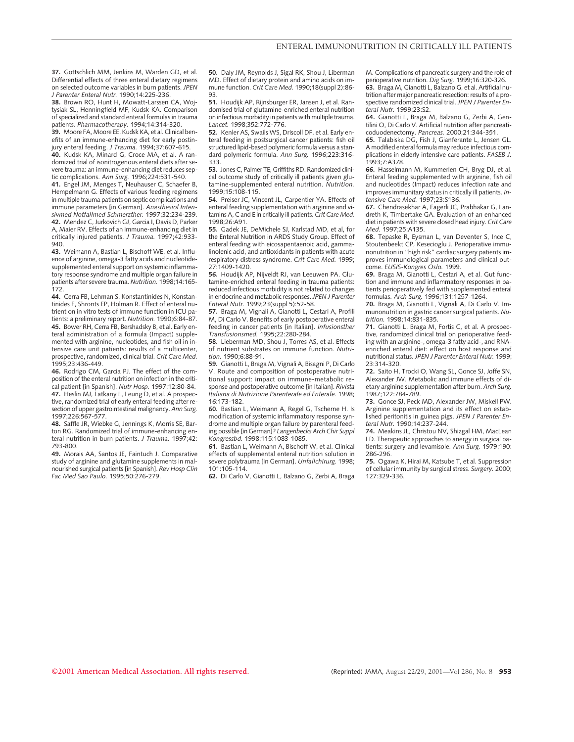**37.** Gottschlich MM, Jenkins M, Warden GD, et al. Differential effects of three enteral dietary regimens on selected outcome variables in burn patients. *JPEN J Parenter Enteral Nutr.* 1990;14:225-236.

**38.** Brown RO, Hunt H, Mowatt-Larssen CA, Wojtysiak SL, Henningfield MF, Kudsk KA. Comparison of specialized and standard enteral formulas in trauma patients. *Pharmacotherapy.* 1994;14:314-320.

**39.** Moore FA, Moore EE, Kudsk KA, et al. Clinical benefits of an immune-enhancing diet for early postinjury enteral feeding. *J Trauma.* 1994;37:607-615.

**40.** Kudsk KA, Minard G, Croce MA, et al. A randomized trial of isonitrogenous enteral diets after severe trauma: an immune-enhancing diet reduces septic complications. *Ann Surg.* 1996;224:531-540.

**41.** Engel JM, Menges T, Neuhauser C, Schaefer B, Hempelmann G. Effects of various feeding regimens in multiple trauma patients on septic complications and immune parameters [in German]. *Anasthesiol Intensivmed Notfallmed Schmerzther.* 1997;32:234-239.

**42.** Mendez C, Jurkovich GJ, Garcia I, Davis D, Parker A, Maier RV. Effects of an immune-enhancing diet in critically injured patients. *J Trauma.* 1997;42:933-940.

**43.** Weimann A, Bastian L, Bischoff WE, et al. Influence of arginine, omega-3 fatty acids and nucleotide-supplemented enteral support on systemic inflammatory response syndrome and multiple organ failure in patients after severe trauma. *Nutrition.* 1998;14:165-172.

**44.** Cerra FB, Lehman S, Konstantinides N, Konstantinides F, Shronts EP, Holman R. Effect of enteral nutrient on in vitro tests of immune function in ICU patients: a preliminary report. *Nutrition.* 1990;6:84-87.

**45.** Bower RH, Cerra FB, Bershadsky B, et al. Early enteral administration of a formula (Impact) supplemented with arginine, nucleotides, and fish oil in intensive care unit patients: results of a multicenter, prospective, randomized, clinical trial. *Crit Care Med.* 1995;23:436-449.

**46.** Rodrigo CM, Garcia PJ. The effect of the composition of the enteral nutrition on infection in the critical patient [in Spanish]. *Nutr Hosp.* 1997;12:80-84.

**47.** Heslin MJ, Latkany L, Leung D, et al. A prospective, randomized trial of early enteral feeding after resection of upper gastrointestinal malignancy. *Ann Surg.* 1997;226:567-577.

**48.** Saffle JR, Wiebke G, Jennings K, Morris SE, Barton RG. Randomized trial of immune-enhancing enteral nutrition in burn patients. *J Trauma.* 1997;42:793-800.

**49.** Morais AA, Santos JE, Faintuch J. Comparative study of arginine and glutamine supplements in malnourished surgical patients [in Spanish]. *Rev Hosp Clin Fac Med Sao Paulo.* 1995;50:276-279.

**50.** Daly JM, Reynolds J, Sigal RK, Shou J, Liberman MD. Effect of dietary protein and amino acids on immune function. *Crit Care Med.* 1990;18(suppl 2):86-93.

**51.** Houdijk AP, Rijnsburger ER, Jansen J, et al. Randomised trial of glutamine-enriched enteral nutrition on infectious morbidity in patients with multiple trauma. *Lancet.* 1998;352:772-776.

**52.** Kenler AS, Swails WS, Driscoll DF, et al. Early enteral feeding in postsurgical cancer patients: fish oil structured lipid-based polymeric formula versus a standard polymeric formula. *Ann Surg.* 1996;223:316-333.

**53.** Jones C, Palmer TE, Griffiths RD. Randomized clinical outcome study of critically ill patients given glutamine-supplemented enteral nutrition. *Nutrition.* 1999;15:108-115.

**54.** Preiser JC, Vincent JL, Carpentier YA. Effects of enteral feeding supplementation with arginine and vitamins A, C and E in critically ill patients. *Crit Care Med.* 1998;26:A91.

**55.** Gadek JE, DeMichele SJ, Karlstad MD, et al, for the Enteral Nutrition in ARDS Study Group. Effect of enteral feeding with eicosapentaenoic acid, gamma-linolenic acid, and antioxidants in patients with acute respiratory distress syndrome. *Crit Care Med.* 1999;27:1409-1420.

**56.** Houdijk AP, Nijveldt RJ, van Leeuwen PA. Glutamine-enriched enteral feeding in trauma patients: reduced infectious morbidity is not related to changes in endocrine and metabolic responses. *JPEN J Parenter Enteral Nutr.* 1999;23(suppl 5):52-58.

**57.** Braga M, Vignali A, Gianotti L, Cestari A, Profili M, Di Carlo V. Benefits of early postoperative enteral feeding in cancer patients [in Italian]. *Infusionsther Transfusionsmed.* 1995;22:280-284.

**58.** Lieberman MD, Shou J, Torres AS, et al. Effects of nutrient substrates on immune function. *Nutrition.* 1990;6:88-91.

**59.** Gianotti L, Braga M, Vignali A, Bisagni P, Di Carlo V. Route and composition of postoperative nutritional support: impact on immune-metabolic response and postoperative outcome [in Italian]. *Rivista Italiana di Nutrizione Parenterale ed Enterale.* 1998;16:173-182.

**60.** Bastian L, Weimann A, Regel G, Tscherne H. Is modification of systemic inflammatory response syndrome and multiple organ failure by parenteral feeding possible [in German]? *Langenbecks Arch Chir Suppl Kongressbd.* 1998;115:1083-1085.

**61.** Bastian L, Weimann A, Bischoff W, et al. Clinical effects of supplemental enteral nutrition solution in severe polytrauma [in German]. *Unfallchirurg.* 1998;101:105-114.

**62.** Di Carlo V, Gianotti L, Balzano G, Zerbi A, Braga M. Complications of pancreatic surgery and the role of perioperative nutrition. *Dig Surg.* 1999;16:320-326.

**63.** Braga M, Gianotti L, Balzano G, et al. Artificial nutrition after major pancreatic resection: results of a prospective randomized clinical trial. *JPEN J Parenter Enteral Nutr.* 1999;23:S2.

**64.** Gianotti L, Braga M, Balzano G, Zerbi A, Gentilini O, Di Carlo V. Artificial nutrition after pancreaticoduodenectomy. *Pancreas.* 2000;21:344-351.

**65.** Talabiska DG, Fish J, Gianferante L, Jensen GL. A modified enteral formula may reduce infectious complications in elderly intensive care patients. *FASEB J.* 1993;7:A378.

**66.** Hasselmann M, Kummerlen CH, Bryg DJ, et al. Enteral feeding supplemented with arginine, fish oil and nucleotides (Impact) reduces infection rate and improves immunitary status in critically ill patients. *Intensive Care Med.* 1997;23:S136.

**67.** Chendrasekhar A, Fagerli JC, Prabhakar G, Landreth K, Timbertake GA. Evaluation of an enhanced diet in patients with severe closed head injury. *Crit Care Med.* 1997;25:A135.

**68.** Tepaske R, Eysman L, van Deventer S, Ince C, Stoutenbeekt CP, Kesecioglu J. Perioperative immunonutrition in "high risk" cardiac surgery patients improves immunological parameters and clinical outcome. *EUSIS-Kongres Oslo.* 1999.

**69.** Braga M, Gianotti L, Cestari A, et al. Gut function and immune and inflammatory responses in patients perioperatively fed with supplemented enteral formulas. *Arch Surg.* 1996;131:1257-1264.

**70.** Braga M, Gianotti L, Vignali A, Di Carlo V. Immunonutrition in gastric cancer surgical patients. *Nutrition.* 1998;14:831-835.

**71.** Gianotti L, Braga M, Fortis C, et al. A prospective, randomized clinical trial on perioperative feeding with an arginine-, omega-3 fatty acid-, and RNA-enriched enteral diet: effect on host response and nutritional status. *JPEN J Parenter Enteral Nutr.* 1999;23:314-320.

**72.** Saito H, Trocki O, Wang SL, Gonce SJ, Joffe SN, Alexander JW. Metabolic and immune effects of dietary arginine supplementation after burn. *Arch Surg.* 1987;122:784-789.

**73.** Gonce SJ, Peck MD, Alexander JW, Miskell PW. Arginine supplementation and its effect on established peritonitis in guinea pigs. *JPEN J Parenter Enteral Nutr.* 1990;14:237-244.

**74.** Meakins JL, Christou NV, Shizgal HM, MacLean LD. Therapeutic approaches to anergy in surgical patients: surgery and levamisole. *Ann Surg.* 1979;190:286-296.

**75.** Ogawa K, Hirai M, Katsube T, et al. Suppression of cellular immunity by surgical stress. *Surgery.* 2000;127:329-336.